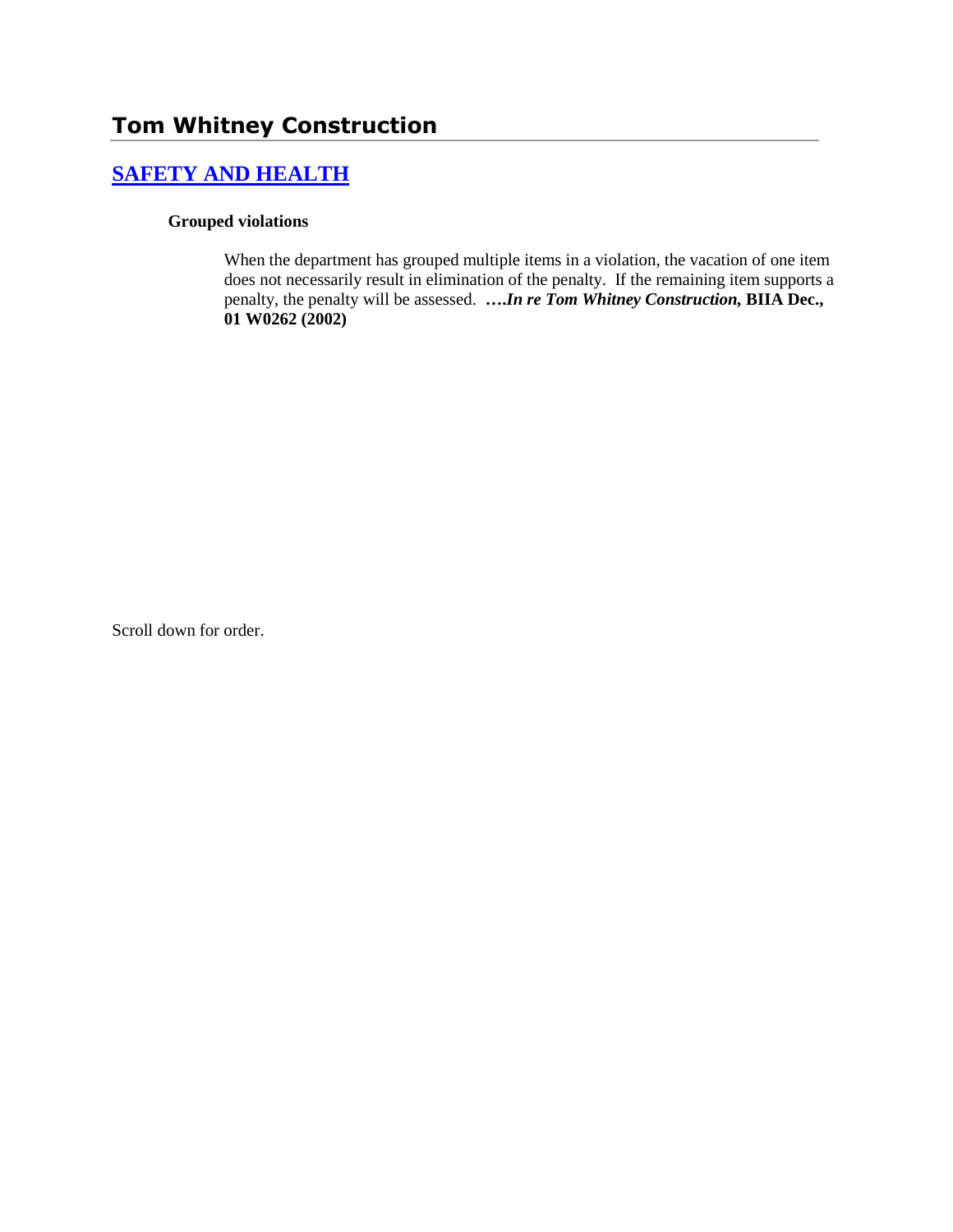# Tom Whitney Construction

## SAFETY AND HEALTH

**Grouped violations**

When the department has grouped multiple items in a violation, the vacation of one item does not necessarily result in elimination of the penalty. If the remaining item supports a penalty, the penalty will be assessed. ***….In re Tom Whitney Construction,* BIIA Dec., 01 W0262 (2002)**

Scroll down for order.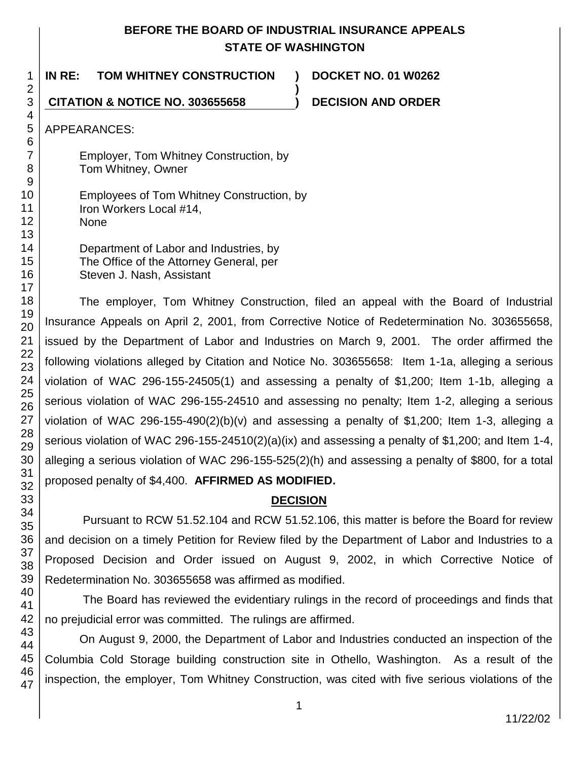# BEFORE THE BOARD OF INDUSTRIAL INSURANCE APPEALS
# STATE OF WASHINGTON

**IN RE: TOM WHITNEY CONSTRUCTION** ) **DOCKET NO. 01 W0262**
)
**CITATION & NOTICE NO. 303655658** ) **DECISION AND ORDER**

APPEARANCES:

Employer, Tom Whitney Construction, by
Tom Whitney, Owner

Employees of Tom Whitney Construction, by
Iron Workers Local #14,
None

Department of Labor and Industries, by
The Office of the Attorney General, per
Steven J. Nash, Assistant

The employer, Tom Whitney Construction, filed an appeal with the Board of Industrial Insurance Appeals on April 2, 2001, from Corrective Notice of Redetermination No. 303655658, issued by the Department of Labor and Industries on March 9, 2001. The order affirmed the following violations alleged by Citation and Notice No. 303655658: Item 1-1a, alleging a serious violation of WAC 296-155-24505(1) and assessing a penalty of $1,200; Item 1-1b, alleging a serious violation of WAC 296-155-24510 and assessing no penalty; Item 1-2, alleging a serious violation of WAC 296-155-490(2)(b)(v) and assessing a penalty of $1,200; Item 1-3, alleging a serious violation of WAC 296-155-24510(2)(a)(ix) and assessing a penalty of $1,200; and Item 1-4, alleging a serious violation of WAC 296-155-525(2)(h) and assessing a penalty of $800, for a total proposed penalty of $4,400. **AFFIRMED AS MODIFIED.**

## DECISION

Pursuant to RCW 51.52.104 and RCW 51.52.106, this matter is before the Board for review and decision on a timely Petition for Review filed by the Department of Labor and Industries to a Proposed Decision and Order issued on August 9, 2002, in which Corrective Notice of Redetermination No. 303655658 was affirmed as modified.

The Board has reviewed the evidentiary rulings in the record of proceedings and finds that no prejudicial error was committed. The rulings are affirmed.

On August 9, 2000, the Department of Labor and Industries conducted an inspection of the Columbia Cold Storage building construction site in Othello, Washington. As a result of the inspection, the employer, Tom Whitney Construction, was cited with five serious violations of the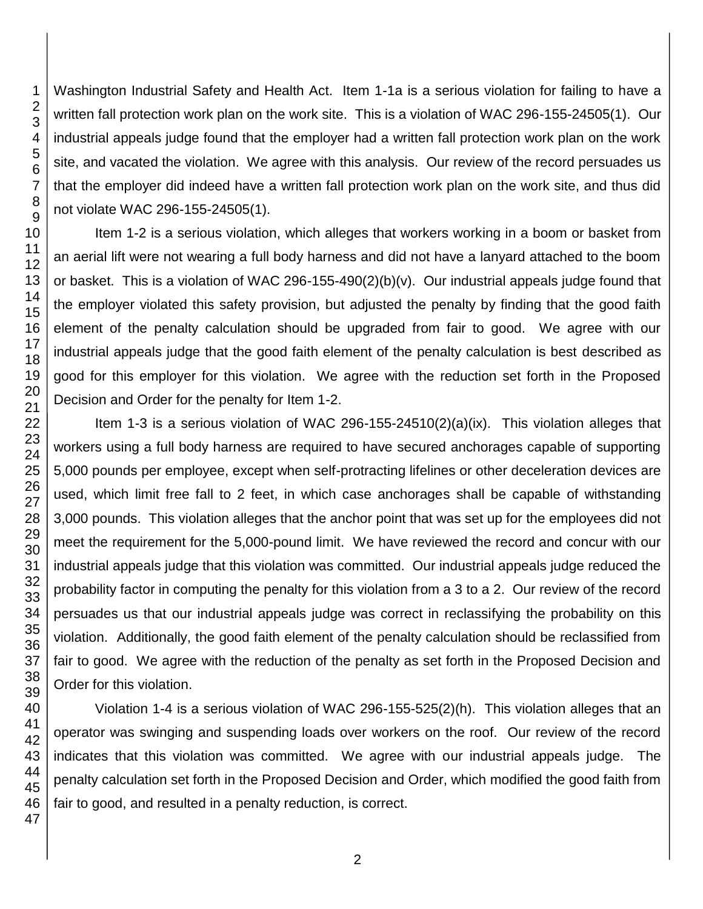Washington Industrial Safety and Health Act. Item 1-1a is a serious violation for failing to have a written fall protection work plan on the work site. This is a violation of WAC 296-155-24505(1). Our industrial appeals judge found that the employer had a written fall protection work plan on the work site, and vacated the violation. We agree with this analysis. Our review of the record persuades us that the employer did indeed have a written fall protection work plan on the work site, and thus did not violate WAC 296-155-24505(1).

Item 1-2 is a serious violation, which alleges that workers working in a boom or basket from an aerial lift were not wearing a full body harness and did not have a lanyard attached to the boom or basket. This is a violation of WAC 296-155-490(2)(b)(v). Our industrial appeals judge found that the employer violated this safety provision, but adjusted the penalty by finding that the good faith element of the penalty calculation should be upgraded from fair to good. We agree with our industrial appeals judge that the good faith element of the penalty calculation is best described as good for this employer for this violation. We agree with the reduction set forth in the Proposed Decision and Order for the penalty for Item 1-2.

Item 1-3 is a serious violation of WAC 296-155-24510(2)(a)(ix). This violation alleges that workers using a full body harness are required to have secured anchorages capable of supporting 5,000 pounds per employee, except when self-protracting lifelines or other deceleration devices are used, which limit free fall to 2 feet, in which case anchorages shall be capable of withstanding 3,000 pounds. This violation alleges that the anchor point that was set up for the employees did not meet the requirement for the 5,000-pound limit. We have reviewed the record and concur with our industrial appeals judge that this violation was committed. Our industrial appeals judge reduced the probability factor in computing the penalty for this violation from a 3 to a 2. Our review of the record persuades us that our industrial appeals judge was correct in reclassifying the probability on this violation. Additionally, the good faith element of the penalty calculation should be reclassified from fair to good. We agree with the reduction of the penalty as set forth in the Proposed Decision and Order for this violation.

Violation 1-4 is a serious violation of WAC 296-155-525(2)(h). This violation alleges that an operator was swinging and suspending loads over workers on the roof. Our review of the record indicates that this violation was committed. We agree with our industrial appeals judge. The penalty calculation set forth in the Proposed Decision and Order, which modified the good faith from fair to good, and resulted in a penalty reduction, is correct.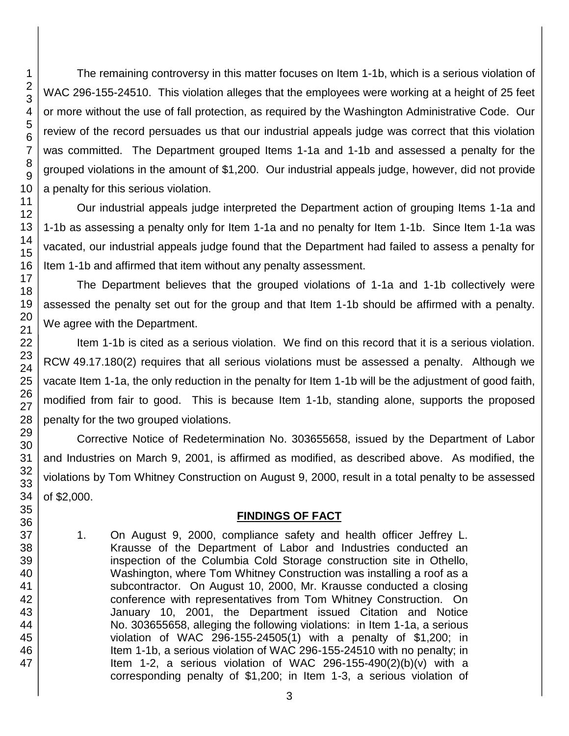The remaining controversy in this matter focuses on Item 1-1b, which is a serious violation of WAC 296-155-24510. This violation alleges that the employees were working at a height of 25 feet or more without the use of fall protection, as required by the Washington Administrative Code. Our review of the record persuades us that our industrial appeals judge was correct that this violation was committed. The Department grouped Items 1-1a and 1-1b and assessed a penalty for the grouped violations in the amount of $1,200. Our industrial appeals judge, however, did not provide a penalty for this serious violation.

Our industrial appeals judge interpreted the Department action of grouping Items 1-1a and 1-1b as assessing a penalty only for Item 1-1a and no penalty for Item 1-1b. Since Item 1-1a was vacated, our industrial appeals judge found that the Department had failed to assess a penalty for Item 1-1b and affirmed that item without any penalty assessment.

The Department believes that the grouped violations of 1-1a and 1-1b collectively were assessed the penalty set out for the group and that Item 1-1b should be affirmed with a penalty. We agree with the Department.

Item 1-1b is cited as a serious violation. We find on this record that it is a serious violation. RCW 49.17.180(2) requires that all serious violations must be assessed a penalty. Although we vacate Item 1-1a, the only reduction in the penalty for Item 1-1b will be the adjustment of good faith, modified from fair to good. This is because Item 1-1b, standing alone, supports the proposed penalty for the two grouped violations.

Corrective Notice of Redetermination No. 303655658, issued by the Department of Labor and Industries on March 9, 2001, is affirmed as modified, as described above. As modified, the violations by Tom Whitney Construction on August 9, 2000, result in a total penalty to be assessed of $2,000.

## FINDINGS OF FACT

1. On August 9, 2000, compliance safety and health officer Jeffrey L. Krausse of the Department of Labor and Industries conducted an inspection of the Columbia Cold Storage construction site in Othello, Washington, where Tom Whitney Construction was installing a roof as a subcontractor. On August 10, 2000, Mr. Krausse conducted a closing conference with representatives from Tom Whitney Construction. On January 10, 2001, the Department issued Citation and Notice No. 303655658, alleging the following violations: in Item 1-1a, a serious violation of WAC 296-155-24505(1) with a penalty of $1,200; in Item 1-1b, a serious violation of WAC 296-155-24510 with no penalty; in Item 1-2, a serious violation of WAC 296-155-490(2)(b)(v) with a corresponding penalty of $1,200; in Item 1-3, a serious violation of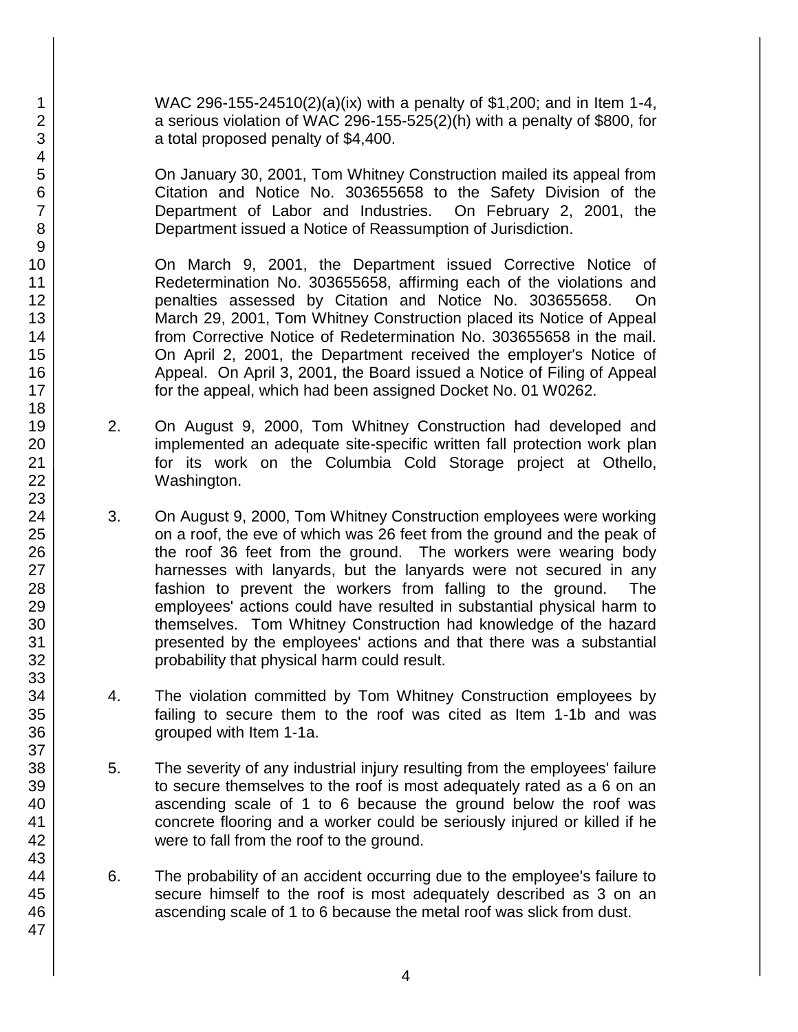WAC 296-155-24510(2)(a)(ix) with a penalty of $1,200; and in Item 1-4, a serious violation of WAC 296-155-525(2)(h) with a penalty of $800, for a total proposed penalty of $4,400.

On January 30, 2001, Tom Whitney Construction mailed its appeal from Citation and Notice No. 303655658 to the Safety Division of the Department of Labor and Industries. On February 2, 2001, the Department issued a Notice of Reassumption of Jurisdiction.

On March 9, 2001, the Department issued Corrective Notice of Redetermination No. 303655658, affirming each of the violations and penalties assessed by Citation and Notice No. 303655658. On March 29, 2001, Tom Whitney Construction placed its Notice of Appeal from Corrective Notice of Redetermination No. 303655658 in the mail. On April 2, 2001, the Department received the employer's Notice of Appeal. On April 3, 2001, the Board issued a Notice of Filing of Appeal for the appeal, which had been assigned Docket No. 01 W0262.

2. On August 9, 2000, Tom Whitney Construction had developed and implemented an adequate site-specific written fall protection work plan for its work on the Columbia Cold Storage project at Othello, Washington.

3. On August 9, 2000, Tom Whitney Construction employees were working on a roof, the eve of which was 26 feet from the ground and the peak of the roof 36 feet from the ground. The workers were wearing body harnesses with lanyards, but the lanyards were not secured in any fashion to prevent the workers from falling to the ground. The employees' actions could have resulted in substantial physical harm to themselves. Tom Whitney Construction had knowledge of the hazard presented by the employees' actions and that there was a substantial probability that physical harm could result.

4. The violation committed by Tom Whitney Construction employees by failing to secure them to the roof was cited as Item 1-1b and was grouped with Item 1-1a.

5. The severity of any industrial injury resulting from the employees' failure to secure themselves to the roof is most adequately rated as a 6 on an ascending scale of 1 to 6 because the ground below the roof was concrete flooring and a worker could be seriously injured or killed if he were to fall from the roof to the ground.

6. The probability of an accident occurring due to the employee's failure to secure himself to the roof is most adequately described as 3 on an ascending scale of 1 to 6 because the metal roof was slick from dust.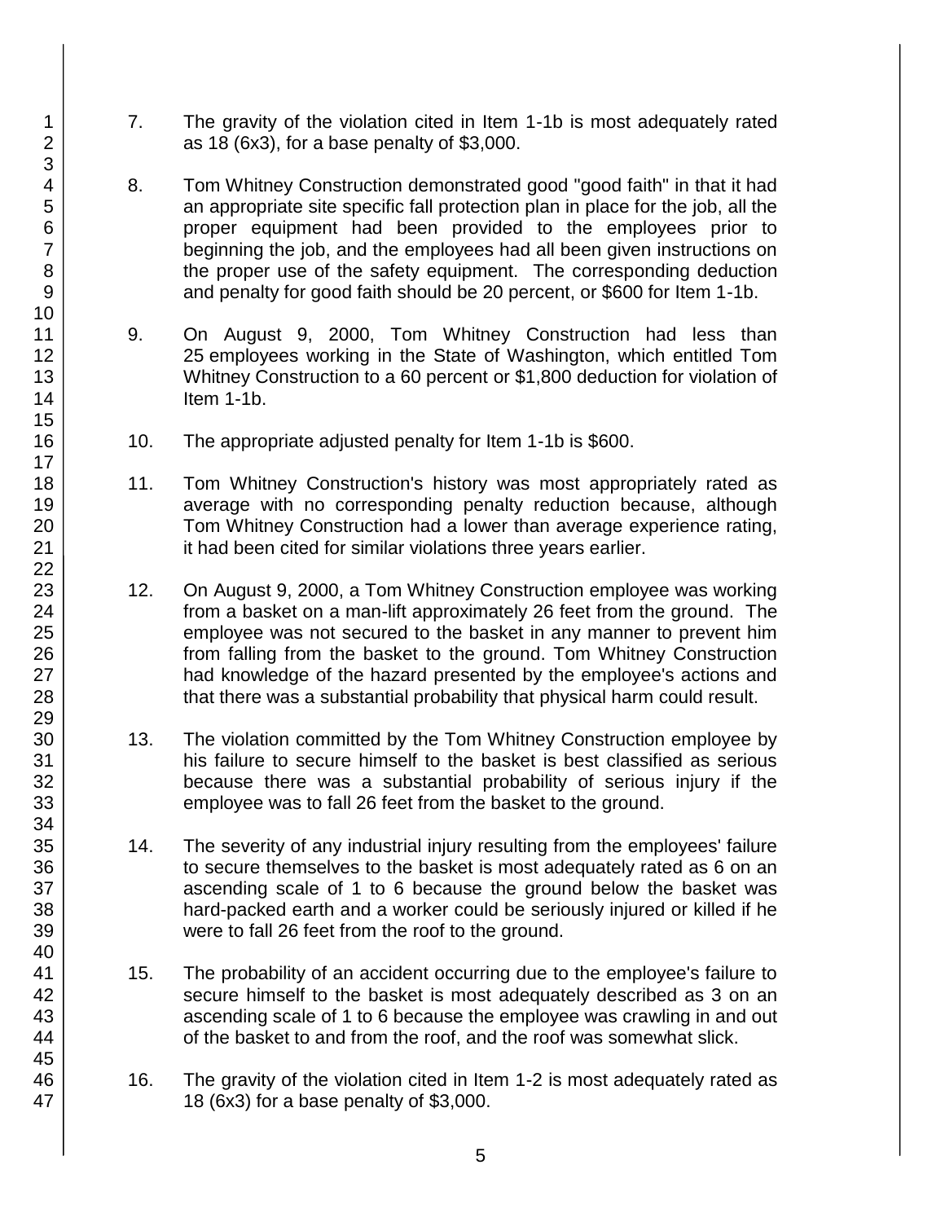7. The gravity of the violation cited in Item 1-1b is most adequately rated as 18 (6x3), for a base penalty of $3,000.

8. Tom Whitney Construction demonstrated good "good faith" in that it had an appropriate site specific fall protection plan in place for the job, all the proper equipment had been provided to the employees prior to beginning the job, and the employees had all been given instructions on the proper use of the safety equipment. The corresponding deduction and penalty for good faith should be 20 percent, or $600 for Item 1-1b.

9. On August 9, 2000, Tom Whitney Construction had less than 25 employees working in the State of Washington, which entitled Tom Whitney Construction to a 60 percent or $1,800 deduction for violation of Item 1-1b.

10. The appropriate adjusted penalty for Item 1-1b is $600.

11. Tom Whitney Construction's history was most appropriately rated as average with no corresponding penalty reduction because, although Tom Whitney Construction had a lower than average experience rating, it had been cited for similar violations three years earlier.

12. On August 9, 2000, a Tom Whitney Construction employee was working from a basket on a man-lift approximately 26 feet from the ground. The employee was not secured to the basket in any manner to prevent him from falling from the basket to the ground. Tom Whitney Construction had knowledge of the hazard presented by the employee's actions and that there was a substantial probability that physical harm could result.

13. The violation committed by the Tom Whitney Construction employee by his failure to secure himself to the basket is best classified as serious because there was a substantial probability of serious injury if the employee was to fall 26 feet from the basket to the ground.

14. The severity of any industrial injury resulting from the employees' failure to secure themselves to the basket is most adequately rated as 6 on an ascending scale of 1 to 6 because the ground below the basket was hard-packed earth and a worker could be seriously injured or killed if he were to fall 26 feet from the roof to the ground.

15. The probability of an accident occurring due to the employee's failure to secure himself to the basket is most adequately described as 3 on an ascending scale of 1 to 6 because the employee was crawling in and out of the basket to and from the roof, and the roof was somewhat slick.

16. The gravity of the violation cited in Item 1-2 is most adequately rated as 18 (6x3) for a base penalty of $3,000.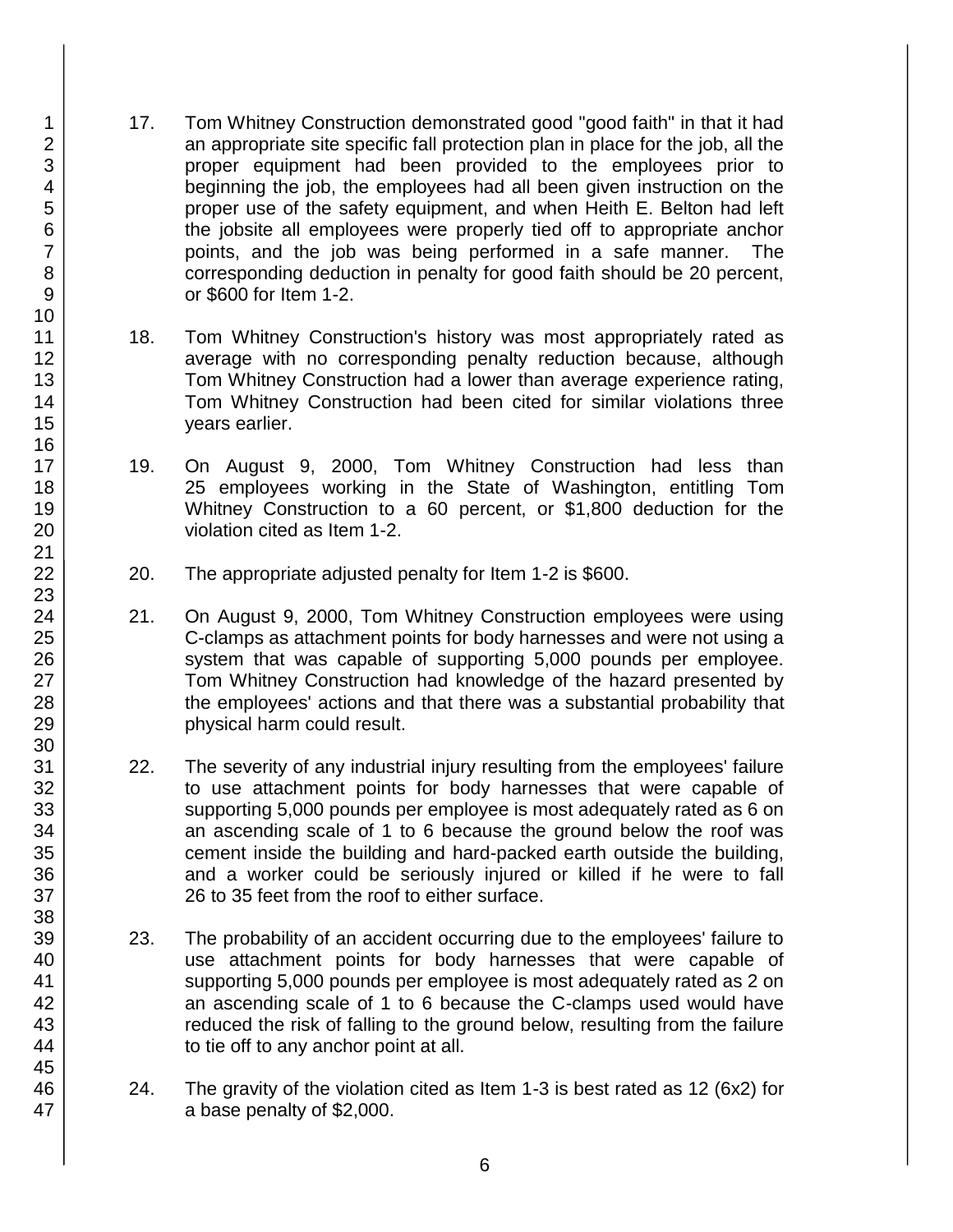17. Tom Whitney Construction demonstrated good "good faith" in that it had an appropriate site specific fall protection plan in place for the job, all the proper equipment had been provided to the employees prior to beginning the job, the employees had all been given instruction on the proper use of the safety equipment, and when Heith E. Belton had left the jobsite all employees were properly tied off to appropriate anchor points, and the job was being performed in a safe manner. The corresponding deduction in penalty for good faith should be 20 percent, or $600 for Item 1-2.

18. Tom Whitney Construction's history was most appropriately rated as average with no corresponding penalty reduction because, although Tom Whitney Construction had a lower than average experience rating, Tom Whitney Construction had been cited for similar violations three years earlier.

19. On August 9, 2000, Tom Whitney Construction had less than 25 employees working in the State of Washington, entitling Tom Whitney Construction to a 60 percent, or $1,800 deduction for the violation cited as Item 1-2.

20. The appropriate adjusted penalty for Item 1-2 is $600.

21. On August 9, 2000, Tom Whitney Construction employees were using C-clamps as attachment points for body harnesses and were not using a system that was capable of supporting 5,000 pounds per employee. Tom Whitney Construction had knowledge of the hazard presented by the employees' actions and that there was a substantial probability that physical harm could result.

22. The severity of any industrial injury resulting from the employees' failure to use attachment points for body harnesses that were capable of supporting 5,000 pounds per employee is most adequately rated as 6 on an ascending scale of 1 to 6 because the ground below the roof was cement inside the building and hard-packed earth outside the building, and a worker could be seriously injured or killed if he were to fall 26 to 35 feet from the roof to either surface.

23. The probability of an accident occurring due to the employees' failure to use attachment points for body harnesses that were capable of supporting 5,000 pounds per employee is most adequately rated as 2 on an ascending scale of 1 to 6 because the C-clamps used would have reduced the risk of falling to the ground below, resulting from the failure to tie off to any anchor point at all.

24. The gravity of the violation cited as Item 1-3 is best rated as 12 (6x2) for a base penalty of $2,000.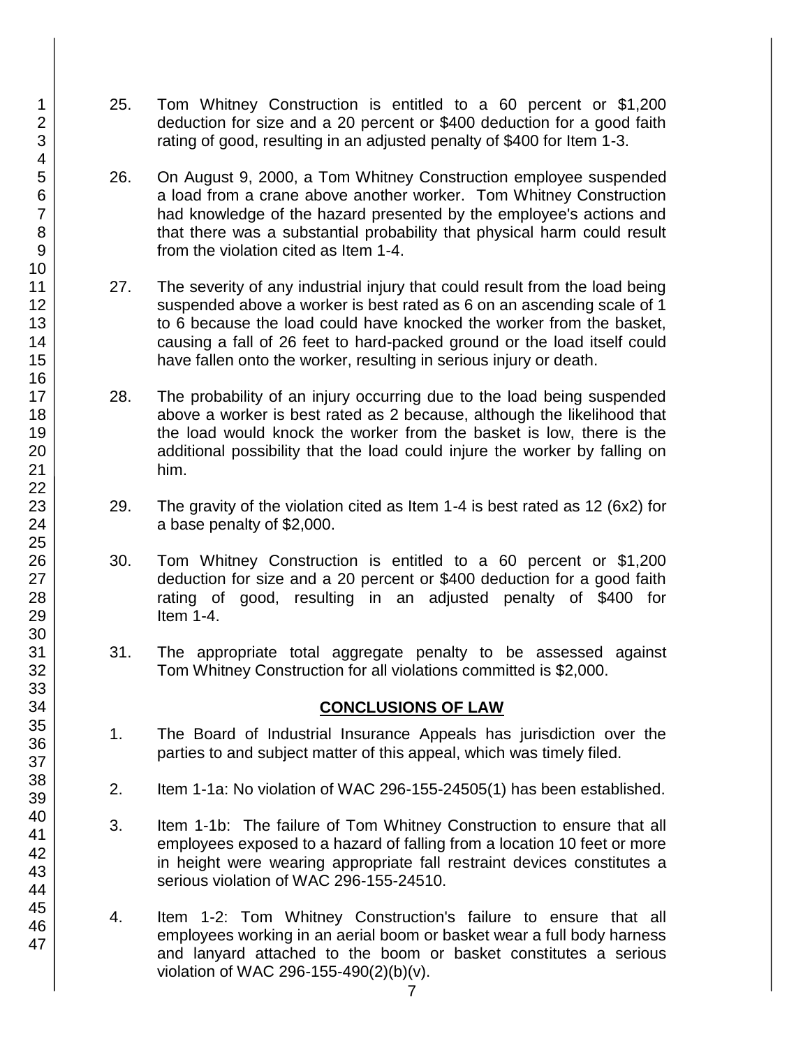25. Tom Whitney Construction is entitled to a 60 percent or $1,200 deduction for size and a 20 percent or $400 deduction for a good faith rating of good, resulting in an adjusted penalty of $400 for Item 1-3.

26. On August 9, 2000, a Tom Whitney Construction employee suspended a load from a crane above another worker. Tom Whitney Construction had knowledge of the hazard presented by the employee's actions and that there was a substantial probability that physical harm could result from the violation cited as Item 1-4.

27. The severity of any industrial injury that could result from the load being suspended above a worker is best rated as 6 on an ascending scale of 1 to 6 because the load could have knocked the worker from the basket, causing a fall of 26 feet to hard-packed ground or the load itself could have fallen onto the worker, resulting in serious injury or death.

28. The probability of an injury occurring due to the load being suspended above a worker is best rated as 2 because, although the likelihood that the load would knock the worker from the basket is low, there is the additional possibility that the load could injure the worker by falling on him.

29. The gravity of the violation cited as Item 1-4 is best rated as 12 (6x2) for a base penalty of $2,000.

30. Tom Whitney Construction is entitled to a 60 percent or $1,200 deduction for size and a 20 percent or $400 deduction for a good faith rating of good, resulting in an adjusted penalty of $400 for Item 1-4.

31. The appropriate total aggregate penalty to be assessed against Tom Whitney Construction for all violations committed is $2,000.

## CONCLUSIONS OF LAW

1. The Board of Industrial Insurance Appeals has jurisdiction over the parties to and subject matter of this appeal, which was timely filed.

2. Item 1-1a: No violation of WAC 296-155-24505(1) has been established.

3. Item 1-1b: The failure of Tom Whitney Construction to ensure that all employees exposed to a hazard of falling from a location 10 feet or more in height were wearing appropriate fall restraint devices constitutes a serious violation of WAC 296-155-24510.

4. Item 1-2: Tom Whitney Construction's failure to ensure that all employees working in an aerial boom or basket wear a full body harness and lanyard attached to the boom or basket constitutes a serious violation of WAC 296-155-490(2)(b)(v).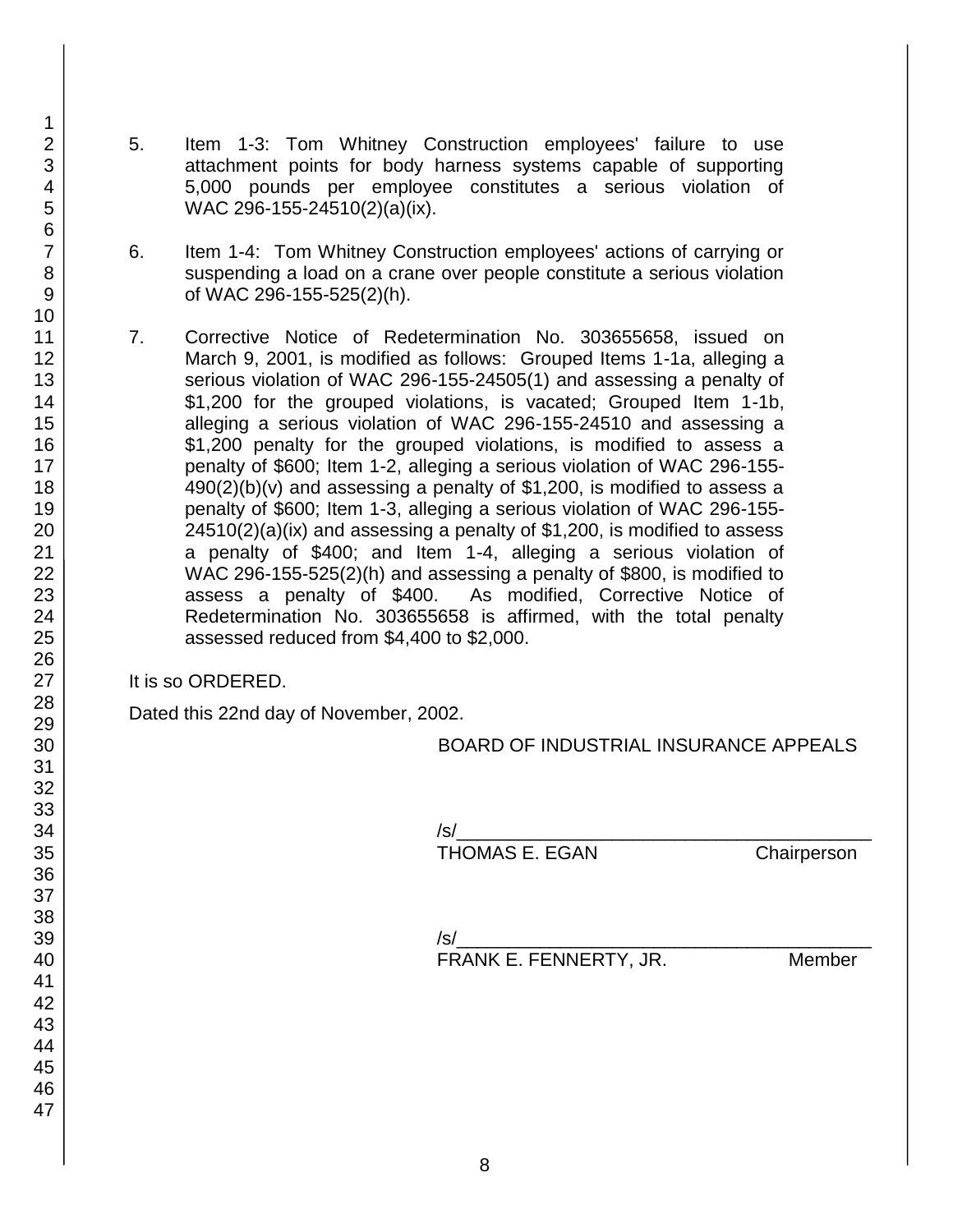5. Item 1-3: Tom Whitney Construction employees' failure to use attachment points for body harness systems capable of supporting 5,000 pounds per employee constitutes a serious violation of WAC 296-155-24510(2)(a)(ix).

6. Item 1-4: Tom Whitney Construction employees' actions of carrying or suspending a load on a crane over people constitute a serious violation of WAC 296-155-525(2)(h).

7. Corrective Notice of Redetermination No. 303655658, issued on March 9, 2001, is modified as follows: Grouped Items 1-1a, alleging a serious violation of WAC 296-155-24505(1) and assessing a penalty of $1,200 for the grouped violations, is vacated; Grouped Item 1-1b, alleging a serious violation of WAC 296-155-24510 and assessing a $1,200 penalty for the grouped violations, is modified to assess a penalty of $600; Item 1-2, alleging a serious violation of WAC 296-155-490(2)(b)(v) and assessing a penalty of $1,200, is modified to assess a penalty of $600; Item 1-3, alleging a serious violation of WAC 296-155-24510(2)(a)(ix) and assessing a penalty of $1,200, is modified to assess a penalty of $400; and Item 1-4, alleging a serious violation of WAC 296-155-525(2)(h) and assessing a penalty of $800, is modified to assess a penalty of $400. As modified, Corrective Notice of Redetermination No. 303655658 is affirmed, with the total penalty assessed reduced from $4,400 to $2,000.

It is so ORDERED.

Dated this 22nd day of November, 2002.

BOARD OF INDUSTRIAL INSURANCE APPEALS

/s/\_\_\_\_\_\_\_\_\_\_\_\_\_\_\_\_\_\_\_\_\_\_\_\_\_\_\_\_\_\_\_\_\_\_\_\_\_\_\_\_
THOMAS E. EGAN Chairperson

/s/\_\_\_\_\_\_\_\_\_\_\_\_\_\_\_\_\_\_\_\_\_\_\_\_\_\_\_\_\_\_\_\_\_\_\_\_\_\_\_\_
FRANK E. FENNERTY, JR. Member